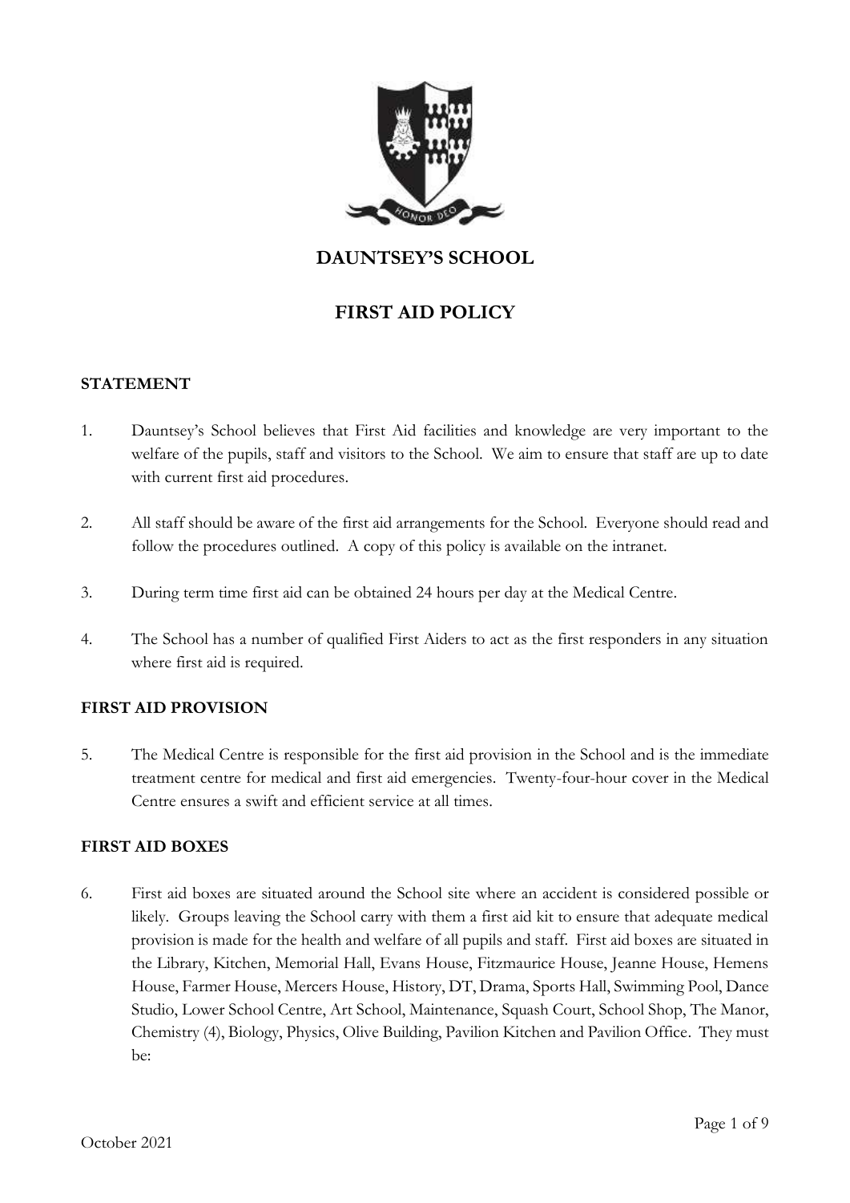# DAUNTSEY'S SCHOOL

## FIRST AID POLICY

### STATEMENT

1. Dauntsey's School believes that First Aid facilities and knowledge are very important to the welfare of the pupils, staff and visitors to the School. We aim to ensure that staff are up to date with current first aid procedures.

2. All staff should be aware of the first aid arrangements for the School. Everyone should read and follow the procedures outlined. A copy of this policy is available on the intranet.

3. During term time first aid can be obtained 24 hours per day at the Medical Centre.

4. The School has a number of qualified First Aiders to act as the first responders in any situation where first aid is required.

### FIRST AID PROVISION

5. The Medical Centre is responsible for the first aid provision in the School and is the immediate treatment centre for medical and first aid emergencies. Twenty-four-hour cover in the Medical Centre ensures a swift and efficient service at all times.

### FIRST AID BOXES

6. First aid boxes are situated around the School site where an accident is considered possible or likely. Groups leaving the School carry with them a first aid kit to ensure that adequate medical provision is made for the health and welfare of all pupils and staff. First aid boxes are situated in the Library, Kitchen, Memorial Hall, Evans House, Fitzmaurice House, Jeanne House, Hemens House, Farmer House, Mercers House, History, DT, Drama, Sports Hall, Swimming Pool, Dance Studio, Lower School Centre, Art School, Maintenance, Squash Court, School Shop, The Manor, Chemistry (4), Biology, Physics, Olive Building, Pavilion Kitchen and Pavilion Office. They must be:

October 2021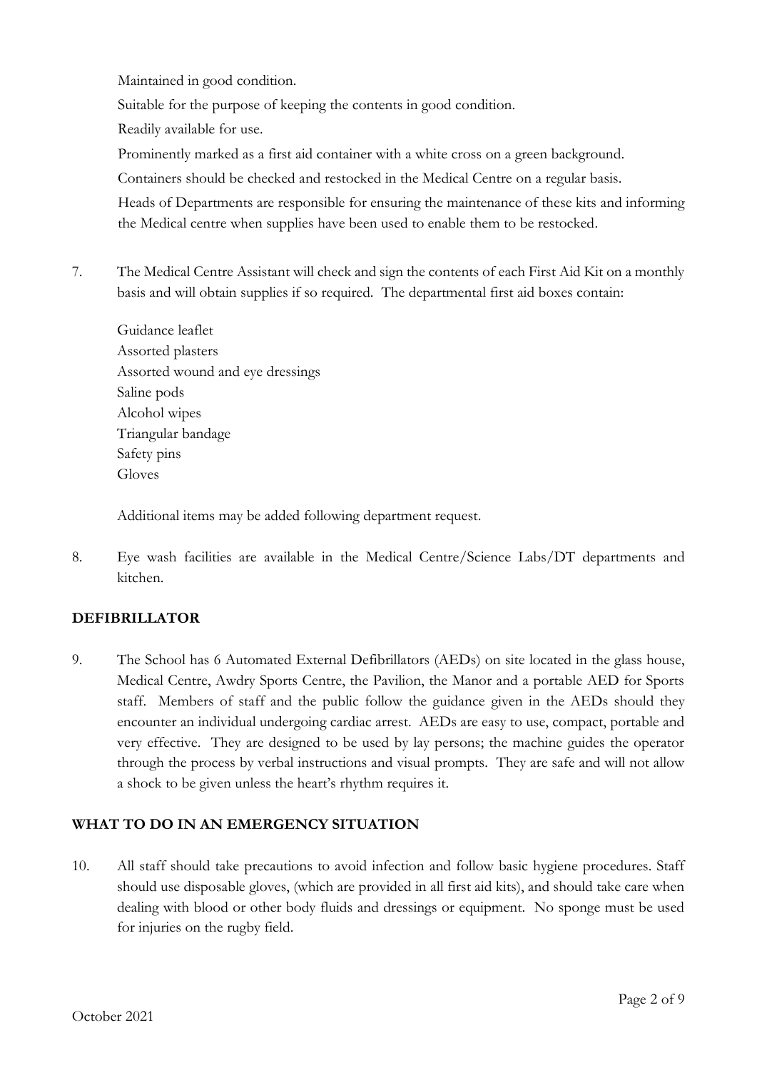Maintained in good condition.

Suitable for the purpose of keeping the contents in good condition.

Readily available for use.

Prominently marked as a first aid container with a white cross on a green background.

Containers should be checked and restocked in the Medical Centre on a regular basis.

Heads of Departments are responsible for ensuring the maintenance of these kits and informing the Medical centre when supplies have been used to enable them to be restocked.

7. The Medical Centre Assistant will check and sign the contents of each First Aid Kit on a monthly basis and will obtain supplies if so required. The departmental first aid boxes contain:

   Guidance leaflet
   Assorted plasters
   Assorted wound and eye dressings
   Saline pods
   Alcohol wipes
   Triangular bandage
   Safety pins
   Gloves

   Additional items may be added following department request.

8. Eye wash facilities are available in the Medical Centre/Science Labs/DT departments and kitchen.

## DEFIBRILLATOR

9. The School has 6 Automated External Defibrillators (AEDs) on site located in the glass house, Medical Centre, Awdry Sports Centre, the Pavilion, the Manor and a portable AED for Sports staff. Members of staff and the public follow the guidance given in the AEDs should they encounter an individual undergoing cardiac arrest. AEDs are easy to use, compact, portable and very effective. They are designed to be used by lay persons; the machine guides the operator through the process by verbal instructions and visual prompts. They are safe and will not allow a shock to be given unless the heart's rhythm requires it.

## WHAT TO DO IN AN EMERGENCY SITUATION

10. All staff should take precautions to avoid infection and follow basic hygiene procedures. Staff should use disposable gloves, (which are provided in all first aid kits), and should take care when dealing with blood or other body fluids and dressings or equipment. No sponge must be used for injuries on the rugby field.

October 2021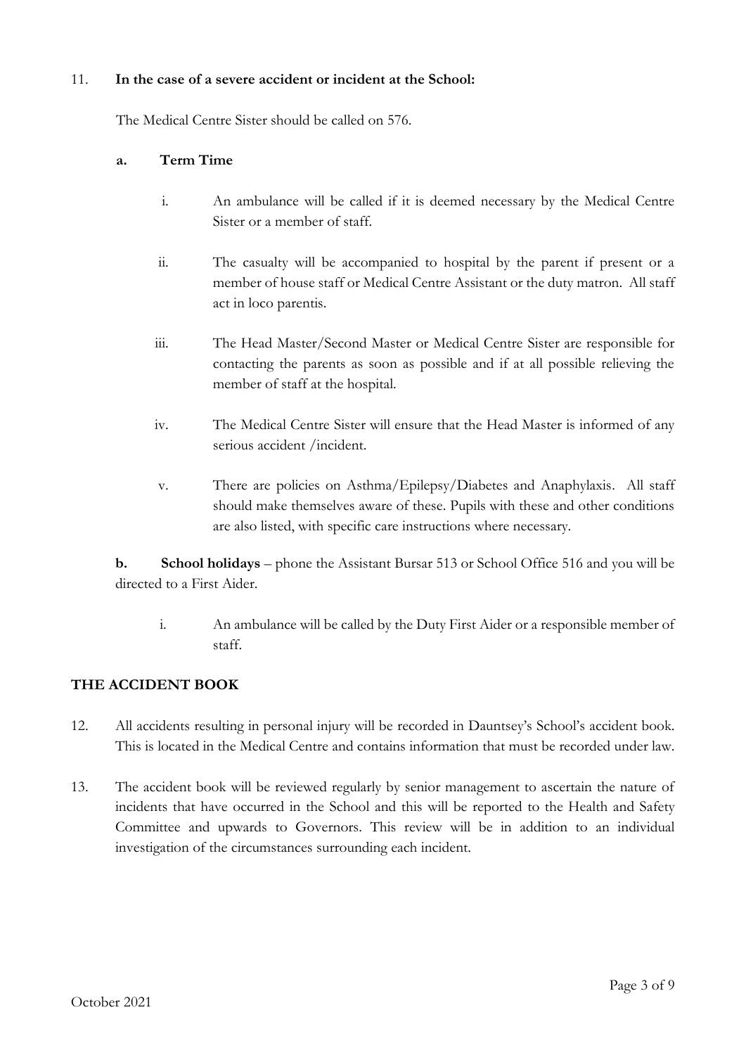11. **In the case of a severe accident or incident at the School:**

    The Medical Centre Sister should be called on 576.

    **a. Term Time**

    i. An ambulance will be called if it is deemed necessary by the Medical Centre Sister or a member of staff.

    ii. The casualty will be accompanied to hospital by the parent if present or a member of house staff or Medical Centre Assistant or the duty matron. All staff act in loco parentis.

    iii. The Head Master/Second Master or Medical Centre Sister are responsible for contacting the parents as soon as possible and if at all possible relieving the member of staff at the hospital.

    iv. The Medical Centre Sister will ensure that the Head Master is informed of any serious accident /incident.

    v. There are policies on Asthma/Epilepsy/Diabetes and Anaphylaxis. All staff should make themselves aware of these. Pupils with these and other conditions are also listed, with specific care instructions where necessary.

    **b. School holidays** – phone the Assistant Bursar 513 or School Office 516 and you will be directed to a First Aider.

    i. An ambulance will be called by the Duty First Aider or a responsible member of staff.

## THE ACCIDENT BOOK

12. All accidents resulting in personal injury will be recorded in Dauntsey's School's accident book. This is located in the Medical Centre and contains information that must be recorded under law.

13. The accident book will be reviewed regularly by senior management to ascertain the nature of incidents that have occurred in the School and this will be reported to the Health and Safety Committee and upwards to Governors. This review will be in addition to an individual investigation of the circumstances surrounding each incident.

October 2021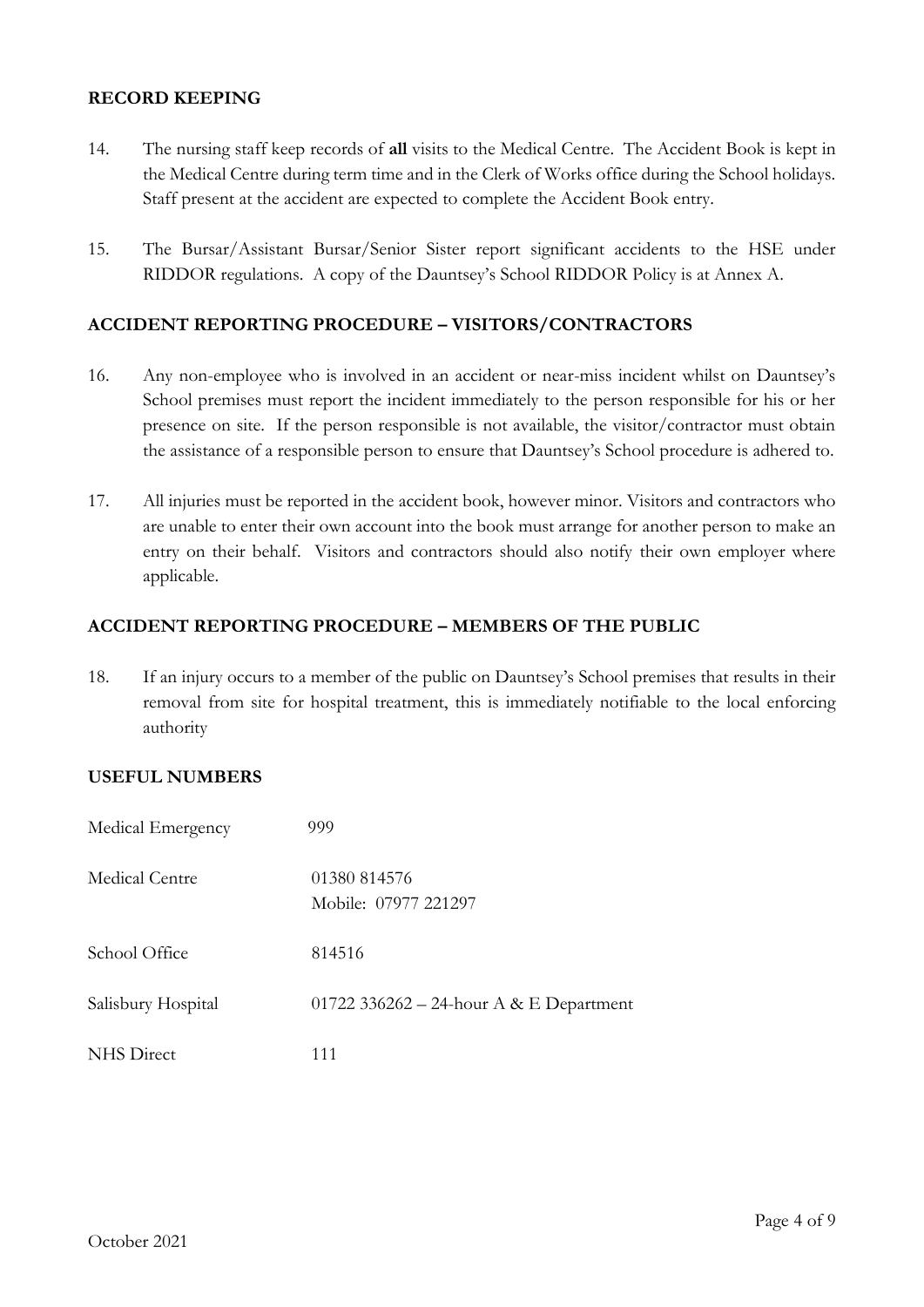## RECORD KEEPING

14. The nursing staff keep records of **all** visits to the Medical Centre. The Accident Book is kept in the Medical Centre during term time and in the Clerk of Works office during the School holidays. Staff present at the accident are expected to complete the Accident Book entry.

15. The Bursar/Assistant Bursar/Senior Sister report significant accidents to the HSE under RIDDOR regulations. A copy of the Dauntsey's School RIDDOR Policy is at Annex A.

## ACCIDENT REPORTING PROCEDURE – VISITORS/CONTRACTORS

16. Any non-employee who is involved in an accident or near-miss incident whilst on Dauntsey's School premises must report the incident immediately to the person responsible for his or her presence on site. If the person responsible is not available, the visitor/contractor must obtain the assistance of a responsible person to ensure that Dauntsey's School procedure is adhered to.

17. All injuries must be reported in the accident book, however minor. Visitors and contractors who are unable to enter their own account into the book must arrange for another person to make an entry on their behalf. Visitors and contractors should also notify their own employer where applicable.

## ACCIDENT REPORTING PROCEDURE – MEMBERS OF THE PUBLIC

18. If an injury occurs to a member of the public on Dauntsey's School premises that results in their removal from site for hospital treatment, this is immediately notifiable to the local enforcing authority

## USEFUL NUMBERS

| | |
|---|---|
| Medical Emergency | 999 |
| Medical Centre | 01380 814576<br>Mobile: 07977 221297 |
| School Office | 814516 |
| Salisbury Hospital | 01722 336262 – 24-hour A & E Department |
| NHS Direct | 111 |

October 2021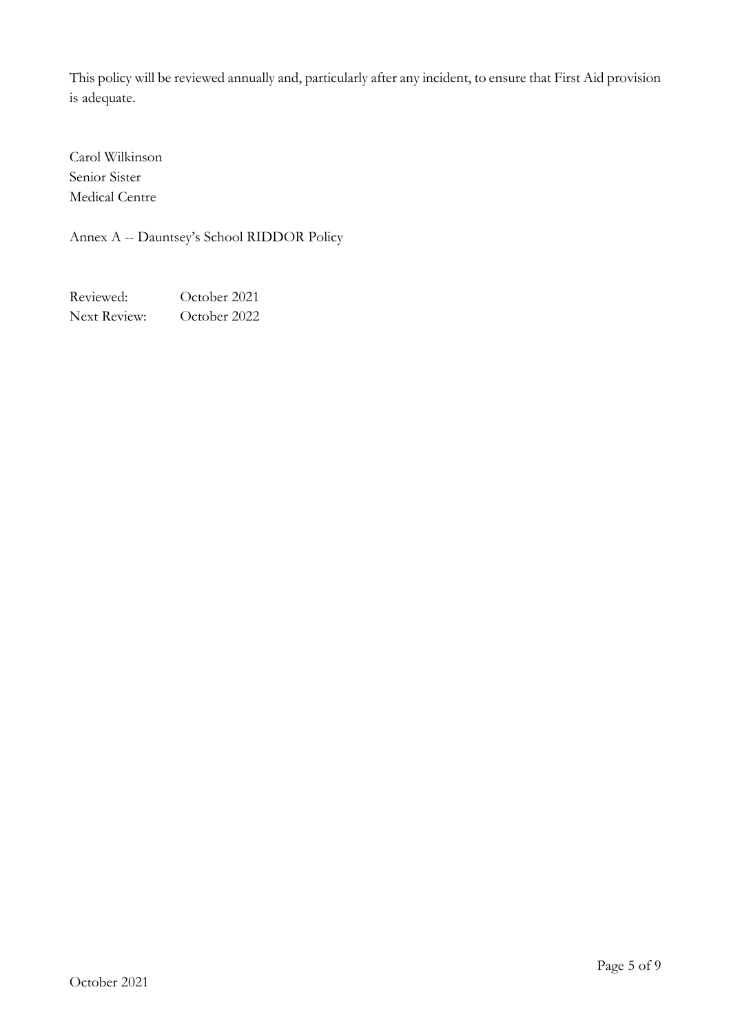This policy will be reviewed annually and, particularly after any incident, to ensure that First Aid provision is adequate.

Carol Wilkinson  
Senior Sister  
Medical Centre

Annex A -- Dauntsey's School RIDDOR Policy

| | |
|---|---|
| Reviewed: | October 2021 |
| Next Review: | October 2022 |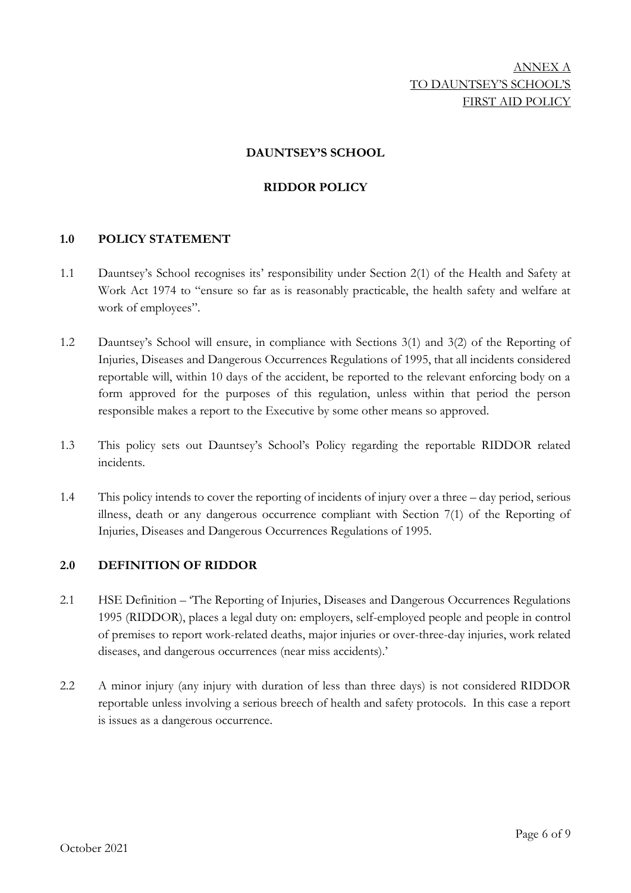ANNEX A
TO DAUNTSEY'S SCHOOL'S
FIRST AID POLICY

**DAUNTSEY'S SCHOOL**

**RIDDOR POLICY**

## 1.0 POLICY STATEMENT

1.1 Dauntsey's School recognises its' responsibility under Section 2(1) of the Health and Safety at Work Act 1974 to "ensure so far as is reasonably practicable, the health safety and welfare at work of employees".

1.2 Dauntsey's School will ensure, in compliance with Sections 3(1) and 3(2) of the Reporting of Injuries, Diseases and Dangerous Occurrences Regulations of 1995, that all incidents considered reportable will, within 10 days of the accident, be reported to the relevant enforcing body on a form approved for the purposes of this regulation, unless within that period the person responsible makes a report to the Executive by some other means so approved.

1.3 This policy sets out Dauntsey's School's Policy regarding the reportable RIDDOR related incidents.

1.4 This policy intends to cover the reporting of incidents of injury over a three – day period, serious illness, death or any dangerous occurrence compliant with Section 7(1) of the Reporting of Injuries, Diseases and Dangerous Occurrences Regulations of 1995.

## 2.0 DEFINITION OF RIDDOR

2.1 HSE Definition – 'The Reporting of Injuries, Diseases and Dangerous Occurrences Regulations 1995 (RIDDOR), places a legal duty on: employers, self-employed people and people in control of premises to report work-related deaths, major injuries or over-three-day injuries, work related diseases, and dangerous occurrences (near miss accidents).'

2.2 A minor injury (any injury with duration of less than three days) is not considered RIDDOR reportable unless involving a serious breech of health and safety protocols. In this case a report is issues as a dangerous occurrence.

October 2021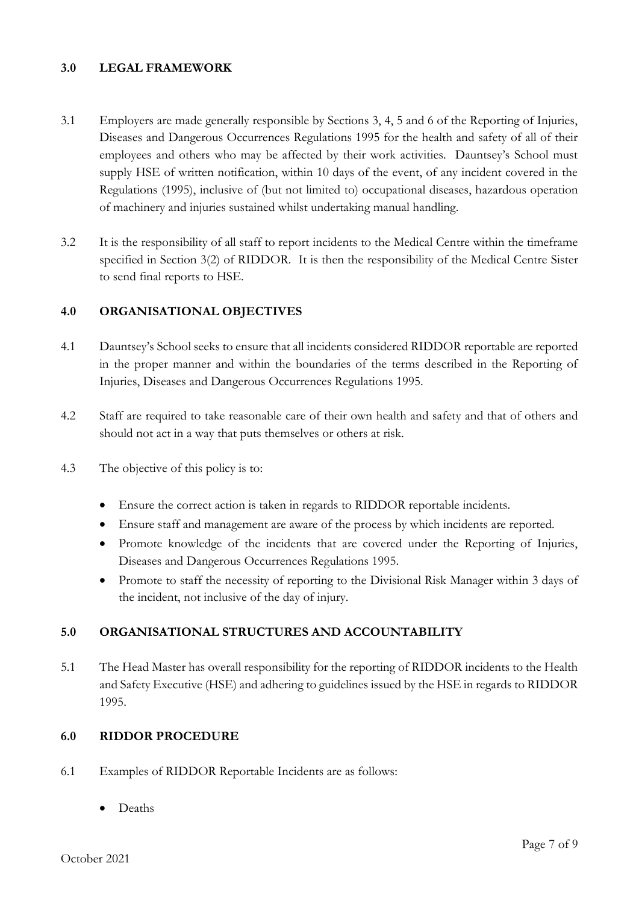## 3.0 LEGAL FRAMEWORK

3.1 Employers are made generally responsible by Sections 3, 4, 5 and 6 of the Reporting of Injuries, Diseases and Dangerous Occurrences Regulations 1995 for the health and safety of all of their employees and others who may be affected by their work activities. Dauntsey's School must supply HSE of written notification, within 10 days of the event, of any incident covered in the Regulations (1995), inclusive of (but not limited to) occupational diseases, hazardous operation of machinery and injuries sustained whilst undertaking manual handling.

3.2 It is the responsibility of all staff to report incidents to the Medical Centre within the timeframe specified in Section 3(2) of RIDDOR. It is then the responsibility of the Medical Centre Sister to send final reports to HSE.

## 4.0 ORGANISATIONAL OBJECTIVES

4.1 Dauntsey's School seeks to ensure that all incidents considered RIDDOR reportable are reported in the proper manner and within the boundaries of the terms described in the Reporting of Injuries, Diseases and Dangerous Occurrences Regulations 1995.

4.2 Staff are required to take reasonable care of their own health and safety and that of others and should not act in a way that puts themselves or others at risk.

4.3 The objective of this policy is to:

- Ensure the correct action is taken in regards to RIDDOR reportable incidents.
- Ensure staff and management are aware of the process by which incidents are reported.
- Promote knowledge of the incidents that are covered under the Reporting of Injuries, Diseases and Dangerous Occurrences Regulations 1995.
- Promote to staff the necessity of reporting to the Divisional Risk Manager within 3 days of the incident, not inclusive of the day of injury.

## 5.0 ORGANISATIONAL STRUCTURES AND ACCOUNTABILITY

5.1 The Head Master has overall responsibility for the reporting of RIDDOR incidents to the Health and Safety Executive (HSE) and adhering to guidelines issued by the HSE in regards to RIDDOR 1995.

## 6.0 RIDDOR PROCEDURE

6.1 Examples of RIDDOR Reportable Incidents are as follows:

- Deaths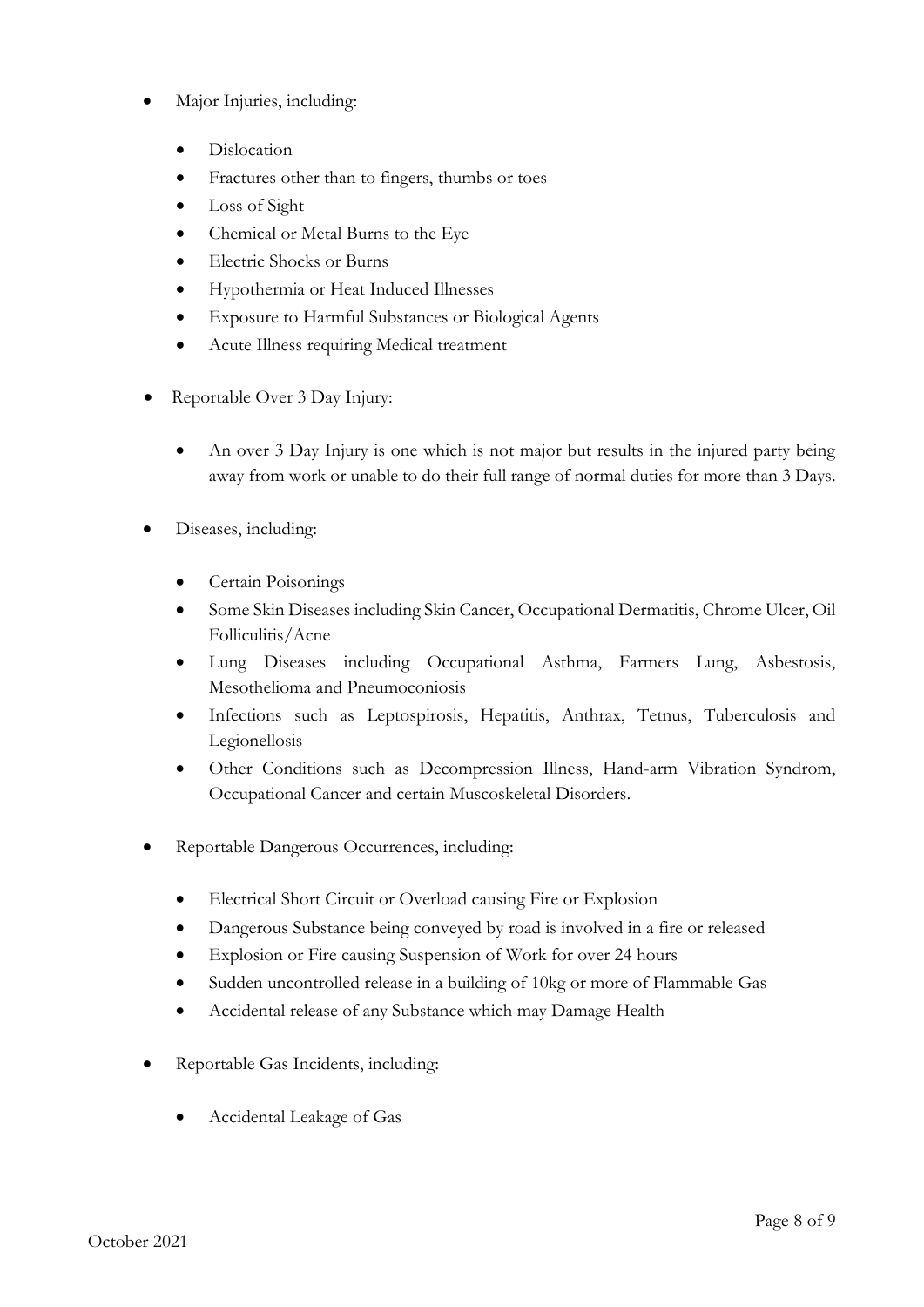- Major Injuries, including:

    - Dislocation
    - Fractures other than to fingers, thumbs or toes
    - Loss of Sight
    - Chemical or Metal Burns to the Eye
    - Electric Shocks or Burns
    - Hypothermia or Heat Induced Illnesses
    - Exposure to Harmful Substances or Biological Agents
    - Acute Illness requiring Medical treatment

- Reportable Over 3 Day Injury:

    - An over 3 Day Injury is one which is not major but results in the injured party being away from work or unable to do their full range of normal duties for more than 3 Days.

- Diseases, including:

    - Certain Poisonings
    - Some Skin Diseases including Skin Cancer, Occupational Dermatitis, Chrome Ulcer, Oil Folliculitis/Acne
    - Lung Diseases including Occupational Asthma, Farmers Lung, Asbestosis, Mesothelioma and Pneumoconiosis
    - Infections such as Leptospirosis, Hepatitis, Anthrax, Tetnus, Tuberculosis and Legionellosis
    - Other Conditions such as Decompression Illness, Hand-arm Vibration Syndrom, Occupational Cancer and certain Muscoskeletal Disorders.

- Reportable Dangerous Occurrences, including:

    - Electrical Short Circuit or Overload causing Fire or Explosion
    - Dangerous Substance being conveyed by road is involved in a fire or released
    - Explosion or Fire causing Suspension of Work for over 24 hours
    - Sudden uncontrolled release in a building of 10kg or more of Flammable Gas
    - Accidental release of any Substance which may Damage Health

- Reportable Gas Incidents, including:

    - Accidental Leakage of Gas

October 2021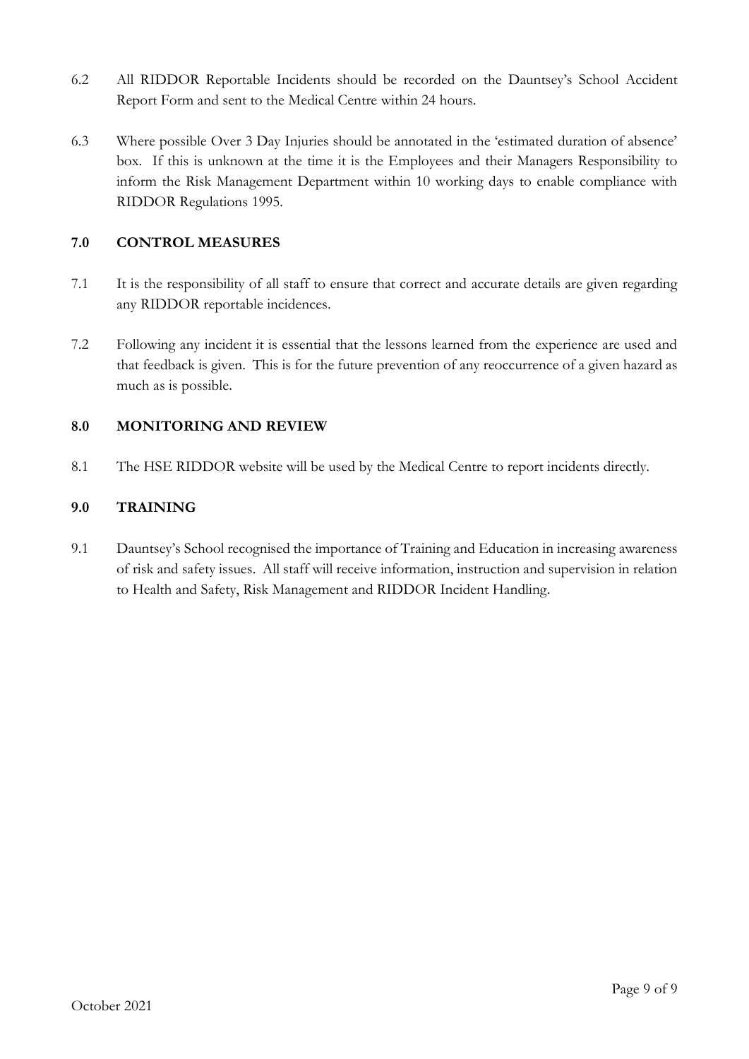6.2 All RIDDOR Reportable Incidents should be recorded on the Dauntsey's School Accident Report Form and sent to the Medical Centre within 24 hours.

6.3 Where possible Over 3 Day Injuries should be annotated in the 'estimated duration of absence' box. If this is unknown at the time it is the Employees and their Managers Responsibility to inform the Risk Management Department within 10 working days to enable compliance with RIDDOR Regulations 1995.

## 7.0 CONTROL MEASURES

7.1 It is the responsibility of all staff to ensure that correct and accurate details are given regarding any RIDDOR reportable incidences.

7.2 Following any incident it is essential that the lessons learned from the experience are used and that feedback is given. This is for the future prevention of any reoccurrence of a given hazard as much as is possible.

## 8.0 MONITORING AND REVIEW

8.1 The HSE RIDDOR website will be used by the Medical Centre to report incidents directly.

## 9.0 TRAINING

9.1 Dauntsey's School recognised the importance of Training and Education in increasing awareness of risk and safety issues. All staff will receive information, instruction and supervision in relation to Health and Safety, Risk Management and RIDDOR Incident Handling.